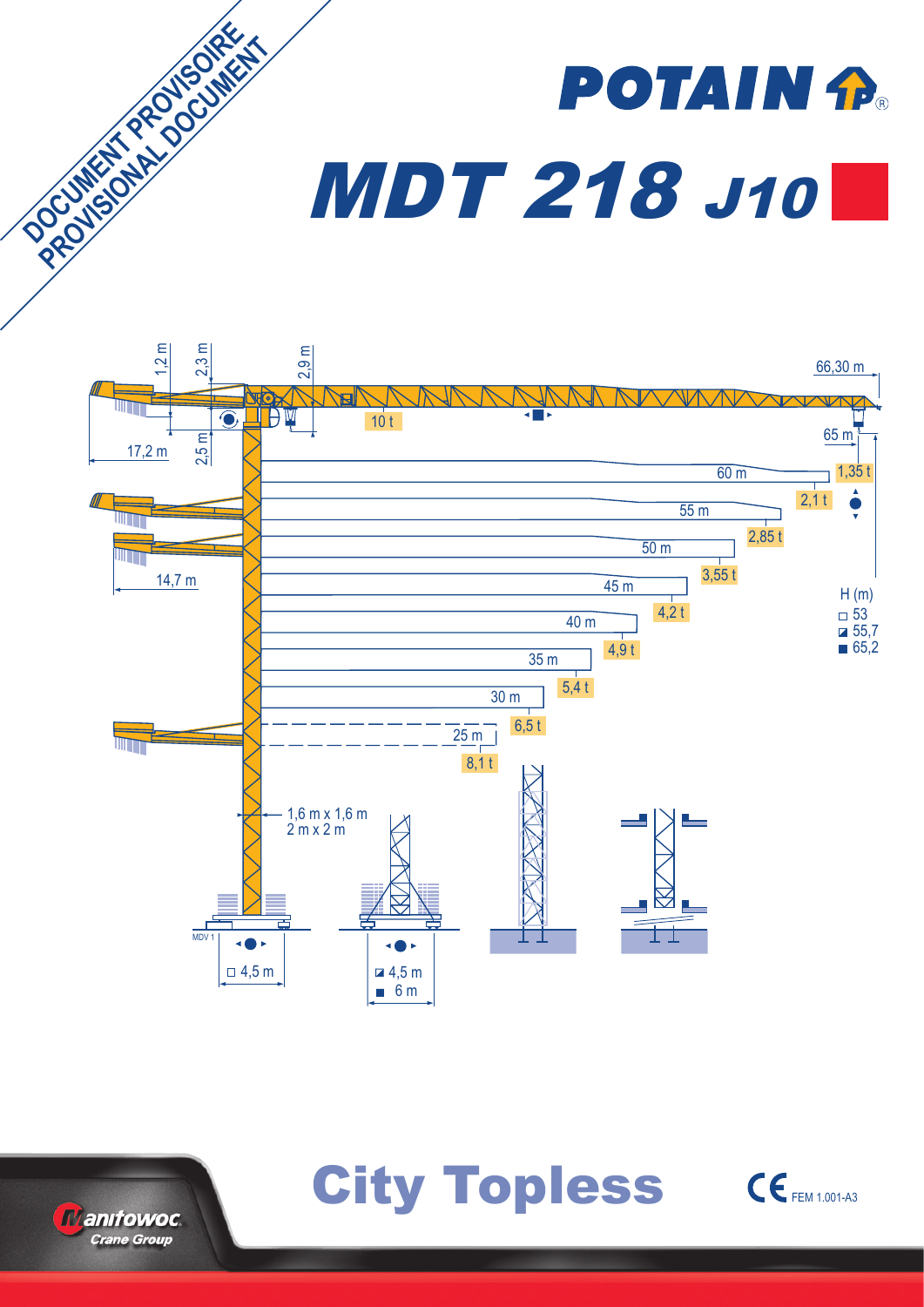DOCUMENT PROVISOIRE
PROVISIONAL DOCUMENT

# POTAIN

# MDT 218 J10

66,30 m

65 m

1,2 m

2,3 m

2,9 m

2,5 m

17,2 m

14,7 m

10 t

| Jib length | Tip load |
|---|---|
| 65 m | 1,35 t |
| 60 m | 2,1 t |
| 55 m | 2,85 t |
| 50 m | 3,55 t |
| 45 m | 4,2 t |
| 40 m | 4,9 t |
| 35 m | 5,4 t |
| 30 m | 6,5 t |
| 25 m | 8,1 t |

H (m)
- □ 53
- ◪ 55,7
- ■ 65,2

1,6 m x 1,6 m
2 m x 2 m

MDV 1

□ 4,5 m

◪ 4,5 m
■ 6 m

## City Topless

CE FEM 1.001-A3

Manitowoc Crane Group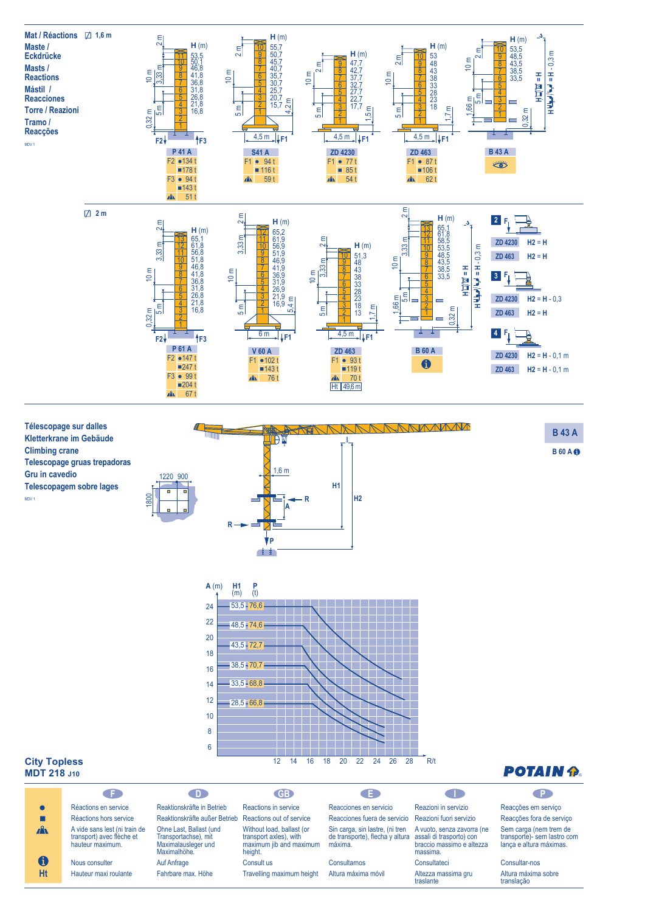## Mat / Réactions — Maste / Eckdrücke — Masts / Reactions — Mástil / Reacciones — Torre / Reazioni — Tramo / Reacções

MDV 1

### ◻ 1,6 m

**P 41 A** — H (m): 53,5 / 50,1 / 46,8 / 41,8 / 36,8 / 31,8 / 26,8 / 21,8 / 16,8

| P 41 A | | |
|---|---|---|
| F2 | ● | 134 t |
| | ■ | 178 t |
| F3 | ● | 94 t |
| | ■ | 143 t |
| | ⛰ | 51 t |

**S41 A** — H (m): 55,7 / 50,7 / 45,7 / 40,7 / 35,7 / 30,7 / 25,7 / 20,7 / 15,7 — 4,5 m

| S41 A | | |
|---|---|---|
| F1 | ● | 94 t |
| | ■ | 116 t |
| | ⛰ | 59 t |

**ZD 4230** — H (m): 47,7 / 42,7 / 37,7 / 32,7 / 27,7 / 22,7 / 17,7 — 4,5 m

| ZD 4230 | | |
|---|---|---|
| F1 | ● | 77 t |
| | ■ | 85 t |
| | ⛰ | 54 t |

**ZD 463** — H (m): 53 / 48 / 43 / 38 / 33 / 28 / 23 / 18 — 4,5 m

| ZD 463 | | |
|---|---|---|
| F1 | ● | 87 t |
| | ■ | 106 t |
| | ⛰ | 62 t |

**B 43 A** — H (m): 53,5 / 48,5 / 43,5 / 38,5 / 33,5 — H = H − 0,3 m

### ◻ 2 m

**P 61 A** — H (m): 65,1 / 61,8 / 56,8 / 51,8 / 46,8 / 41,8 / 36,8 / 31,8 / 26,8 / 21,8 / 16,8

| P 61 A | | |
|---|---|---|
| F2 | ● | 147 t |
| | ■ | 247 t |
| F3 | ● | 99 t |
| | ■ | 204 t |
| | ⛰ | 67 t |

**V 60 A** — H (m): 65,2 / 61,9 / 56,9 / 51,9 / 46,9 / 41,9 / 36,9 / 31,9 / 26,9 / 21,9 / 16,9 — 6 m

| V 60 A | | |
|---|---|---|
| F1 | ● | 102 t |
| | ■ | 143 t |
| | ⛰ | 76 t |

**ZD 463** — H (m): 51,3 / 48 / 43 / 38 / 33 / 28 / 23 / 18 / 13 — 4,5 m

| ZD 463 | | |
|---|---|---|
| F1 | ● | 93 t |
| | ■ | 119 t |
| | ⛰ | 70 t |
| Ht | | 49,6 m |

**B 60 A** — H (m): 65,1 / 61,8 / 58,5 / 53,5 / 48,5 / 43,5 / 38,5 / 33,5 — H = H − 0,3 m — ℹ

| | | |
|---|---|---|
| 2 | ZD 4230 | H2 = H |
| | ZD 463 | H2 = H |
| 3 | ZD 4230 | H2 = H - 0,3 |
| | ZD 463 | H2 = H |
| 4 | ZD 4230 | H2 = H - 0,1 m |
| | ZD 463 | H2 = H - 0,1 m |

## Télescopage sur dalles / Kletterkrane im Gebäude / Climbing crane / Telescopage gruas trepadoras / Gru in cavedio / Telescopagem sobre lages

MDV 1

**B 43 A**

B 60 A ℹ

1220 — 900 — 1800 — 1,6 m — H1 — H2 — R — A — P

| A (m) | H1 (m) | P (t) |
|---|---|---|
| 24 | 53,5 | 76,6 |
| 22 | 48,5 | 74,6 |
| 20 | 43,5 | 72,7 |
| 17 | 38,5 | 70,7 |
| 14 | 33,5 | 68,8 |
| 12 | 28,5 | 66,8 |

R/t: 12 – 14 – 16 – 18 – 20 – 22 – 24 – 26 – 28

**City Topless**
**MDT 218 J10**

| | F | D | GB | E | I | P |
|---|---|---|---|---|---|---|
| ● | Réactions en service | Reaktionskräfte in Betrieb | Reactions in service | Reacciones en servicio | Reazioni in servizio | Reacções em serviço |
| ■ | Réactions hors service | Reaktionskräfte außer Betrieb | Reactions out of service | Reacciones fuera de servicio | Reazioni fuori servizio | Reacções fora de serviço |
| ⛰ | A vide sans lest (ni train de transport) avec flèche et hauteur maximum. | Ohne Last, Ballast (und Transportachse), mit Maximalausleger und Maximalhöhe. | Without load, ballast (or transport axles), with maximum jib and maximum height. | Sin carga, sin lastre, (ni tren de transporte), flecha y altura máxima. | A vuoto, senza zavorra (ne assali di trasporto) con braccio massimo e altezza massima. | Sem carga (nem trem de transporte)- sem lastro com lança e altura máximas. |
| ℹ | Nous consulter | Auf Anfrage | Consult us | Consultarnos | Consultateci | Consultar-nos |
| Ht | Hauteur maxi roulante | Fahrbare max. Höhe | Travelling maximum height | Altura máxima móvil | Altezza massima gru traslante | Altura máxima sobre translação |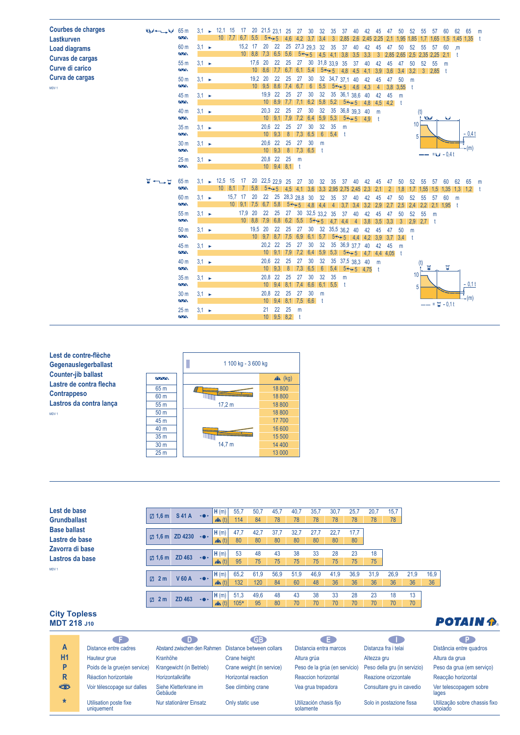## Courbes de charges
## Lastkurven
## Load diagrams
## Curvas de cargas
## Curve di carico
## Curva de cargas

MDV 1

**Configuration 1**

| Jib | Radius (m) / Load (t) |
|---|---|
| 65 m | 3,1 ► 12,1 15 17 20 21,5 23,1 25 27 30 32 35 37 40 42 45 47 50 52 55 57 60 62 65 m |
| | 10 7,7 6,7 5,5 5↔5 4,6 4,2 3,7 3,4 3 2,85 2,6 2,45 2,25 2,1 1,95 1,85 1,7 1,65 1,5 1,45 1,35 t |
| 60 m | 3,1 ► 15,2 17 20 22 25 27,3 29,3 32 35 37 40 42 45 47 50 52 55 57 60 m |
| | 10 8,8 7,3 6,5 5,6 5↔5 4,5 4,1 3,8 3,5 3,3 3 2,85 2,65 2,5 2,35 2,25 2,1 t |
| 55 m | 3,1 ► 17,6 20 22 25 27 30 31,8 33,9 35 37 40 42 45 47 50 52 55 m |
| | 10 8,6 7,7 6,7 6,1 5,4 5↔5 4,8 4,5 4,1 3,9 3,6 3,4 3,2 3 2,85 t |
| 50 m | 3,1 ► 19,2 20 22 25 27 30 32 34,7 37,1 40 42 45 47 50 m |
| | 10 9,5 8,6 7,4 6,7 6 5,5 5↔5 4,6 4,3 4 3,8 3,55 t |
| 45 m | 3,1 ► 19,9 22 25 27 30 32 35 36,1 38,6 40 42 45 m |
| | 10 8,9 7,7 7,1 6,2 5,8 5,2 5↔5 4,8 4,5 4,2 t |
| 40 m | 3,1 ► 20,3 22 25 27 30 32 35 36,8 39,3 40 m |
| | 10 9,1 7,9 7,2 6,4 5,9 5,3 5↔5 4,9 t |
| 35 m | 3,1 ► 20,6 22 25 27 30 32 35 m |
| | 10 9,3 8 7,3 6,5 6 5,4 t |
| 30 m | 3,1 ► 20,6 22 25 27 30 m |
| | 10 9,3 8 7,3 6,5 t |
| 25 m | 3,1 ► 20,8 22 25 m |
| | 10 9,4 8,1 t |

(t) 10, 5 – 0,4 t – (m) — = – 0,4 t

**Configuration 2**

| Jib | Radius (m) / Load (t) |
|---|---|
| 65 m | 3,1 ► 12,5 15 17 20 22,5 22,9 25 27 30 32 35 37 40 42 45 47 50 52 55 57 60 62 65 m |
| | 10 8,1 7 5,8 5↔5 4,5 4,1 3,6 3,3 2,95 2,75 2,45 2,3 2,1 2 1,8 1,7 1,55 1,5 1,35 1,3 1,2 t |
| 60 m | 3,1 ► 15,7 17 20 22 25 28,3 28,8 30 32 35 37 40 42 45 47 50 52 55 57 60 m |
| | 10 9,1 7,5 6,7 5,8 5↔5 4,8 4,4 4 3,7 3,4 3,2 2,9 2,7 2,5 2,4 2,2 2,1 1,95 t |
| 55 m | 3,1 ► 17,9 20 22 25 27 30 32,5 33,2 35 37 40 42 45 47 50 52 55 m |
| | 10 8,8 7,9 6,8 6,2 5,5 5↔5 4,7 4,4 4 3,8 3,5 3,3 3 2,9 2,7 t |
| 50 m | 3,1 ► 19,5 20 22 25 27 30 32 35,5 36,2 40 42 45 47 50 m |
| | 10 9,7 8,7 7,5 6,9 6,1 5,7 5↔5 4,4 4,2 3,9 3,7 3,4 t |
| 45 m | 3,1 ► 20,2 22 25 27 30 32 35 36,9 37,7 40 42 45 m |
| | 10 9,1 7,9 7,2 6,4 5,9 5,3 5↔5 4,7 4,4 4,05 t |
| 40 m | 3,1 ► 20,6 22 25 27 30 32 35 37,5 38,3 40 m |
| | 10 9,3 8 7,3 6,5 6 5,4 5↔5 4,75 t |
| 35 m | 3,1 ► 20,8 22 25 27 30 32 35 m |
| | 10 9,4 8,1 7,4 6,6 6,1 5,5 t |
| 30 m | 3,1 ► 20,8 22 25 27 30 m |
| | 10 9,4 8,1 7,5 6,6 t |
| 25 m | 3,1 ► 21 22 25 m |
| | 10 9,5 8,2 t |

(t) 10, 5 – 0,1 t – (m) — = – 0,1 t

## Lest de contre-flèche
## Gegenauslegerballast
## Counter-jib ballast
## Lastre de contra flecha
## Contrappeso
## Lastros da contra lança

MDV 1

| | 1 100 kg - 3 600 kg | (kg) |
|---|---|---|
| 65 m | 17,2 m | 18 800 |
| 60 m | | 18 800 |
| 55 m | | 18 800 |
| 50 m | | 18 800 |
| 45 m | 14,7 m | 17 700 |
| 40 m | | 16 600 |
| 35 m | | 15 500 |
| 30 m | | 14 400 |
| 25 m | | 13 000 |

## Lest de base
## Grundballast
## Base ballast
## Lastre de base
## Zavorra di base
## Lastros da base

MDV 1

| | | | | | | | | | | | | | |
|---|---|---|---|---|---|---|---|---|---|---|---|---|---|
| ◻ 1,6 m | S 41 A | H (m) | 55,7 | 50,7 | 45,7 | 40,7 | 35,7 | 30,7 | 25,7 | 20,7 | 15,7 | | |
| | | (t) | 114 | 84 | 78 | 78 | 78 | 78 | 78 | 78 | 78 | | |
| ◻ 1,6 m | ZD 4230 | H (m) | 47,7 | 42,7 | 37,7 | 32,7 | 27,7 | 22,7 | 17,7 | | | | |
| | | (t) | 80 | 80 | 80 | 80 | 80 | 80 | 80 | | | | |
| ◻ 1,6 m | ZD 463 | H (m) | 53 | 48 | 43 | 38 | 33 | 28 | 23 | 18 | | | |
| | | (t) | 95 | 75 | 75 | 75 | 75 | 75 | 75 | 75 | | | |
| ◻ 2 m | V 60 A | H (m) | 65,2 | 61,9 | 56,9 | 51,9 | 46,9 | 41,9 | 36,9 | 31,9 | 26,9 | 21,9 | 16,9 |
| | | (t) | 132 | 120 | 84 | 60 | 48 | 36 | 36 | 36 | 36 | 36 | 36 |
| ◻ 2 m | ZD 463 | H (m) | 51,3 | 49,6 | 48 | 43 | 38 | 33 | 28 | 23 | 18 | 13 | |
| | | (t) | 105* | 95 | 80 | 70 | 70 | 70 | 70 | 70 | 70 | 70 | |

**City Topless**
**MDT 218 J10**

POTAIN

| | F | D | GB | E | I | P |
|---|---|---|---|---|---|---|
| A | Distance entre cadres | Abstand zwischen den Rahmen | Distance between collars | Distancia entra marcos | Distanza fra i telai | Distância entra quadros |
| H1 | Hauteur grue | Kranhöhe | Crane height | Altura grúa | Altezza gru | Altura da grua |
| P | Poids de la grue(en service) | Krangewicht (in Betrieb) | Crane weight (in service) | Peso de la grúa (en servicio) | Peso della gru (in servizio) | Peso da grua (em serviço) |
| R | Réaction horizontale | Horizontalkräfte | Horizontal reaction | Reaccion horizontal | Reazione orizzontale | Reacção horizontal |
| 👁 | Voir télescopage sur dalles | Siehe Kletterkrane im Gebäude | See climbing crane | Vea grúa trepadora | Consultare gru in cavedio | Ver telescopagem sobre lages |
| * | Utilisation poste fixe uniquement | Nur stationärer Einsatz | Only static use | Utilización chasis fijo solamente | Solo in postazione fissa | Utilização sobre chassis fixo apoiado |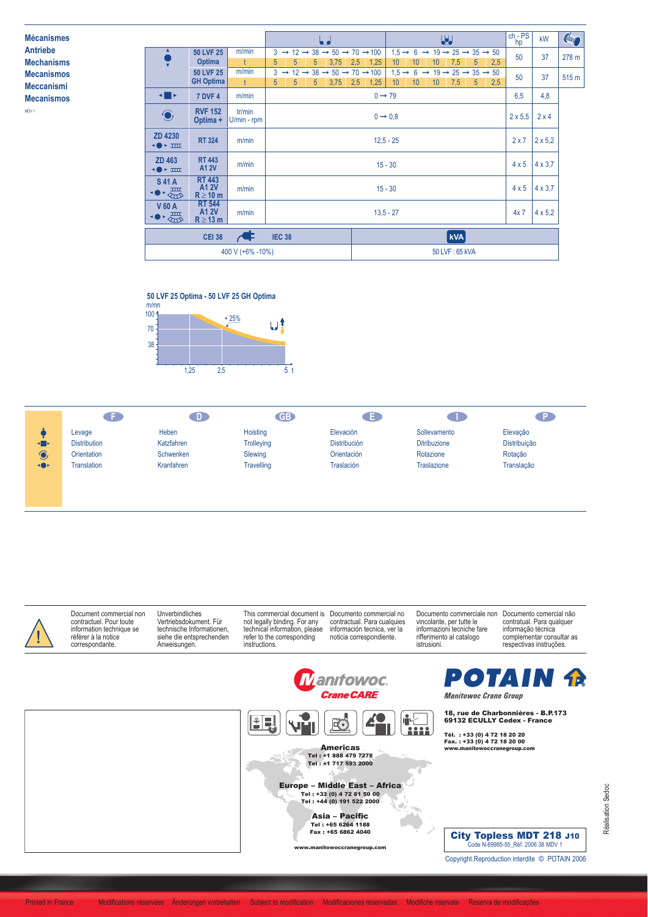**Mécanismes**
**Antriebe**
**Mechanisms**
**Mecanismos**
**Meccanismi**
**Mecanismos**

MDV 1

| | | | ↓ | ↓↓ | ch - PS hp | kW | |
|---|---|---|---|---|---|---|---|
| Levage | 50 LVF 25 Optima | m/min | 3 → 12 → 38 → 50 → 70 → 100 | 1,5 → 6 → 19 → 25 → 35 → 50 | 50 | 37 | 278 m |
| | | t | 5 / 5 / 5 / 3,75 / 2,5 / 1,25 | 10 / 10 / 10 / 7,5 / 5 / 2,5 | | | |
| | 50 LVF 25 GH Optima | m/min | 3 → 12 → 38 → 50 → 70 → 100 | 1,5 → 6 → 19 → 25 → 35 → 50 | 50 | 37 | 515 m |
| | | t | 5 / 5 / 5 / 3,75 / 2,5 / 1,25 | 10 / 10 / 10 / 7,5 / 5 / 2,5 | | | |
| Distribution | 7 DVF 4 | m/min | 0 → 79 | | 6,5 | 4,8 | |
| Orientation | RVF 152 Optima + | tr/min U/min - rpm | 0 → 0,8 | | 2 x 5,5 | 2 x 4 | |
| ZD 4230 | RT 324 | m/min | 12,5 - 25 | | 2 x 7 | 2 x 5,2 | |
| ZD 463 | RT 443 A1 2V | m/min | 15 - 30 | | 4 x 5 | 4 x 3,7 | |
| S 41 A | RT 443 A1 2V R ≥ 10 m | m/min | 15 - 30 | | 4 x 5 | 4 x 3,7 | |
| V 60 A | RT 544 A1 2V R ≥ 13 m | m/min | 13,5 - 27 | | 4x 7 | 4 x 5,2 | |

| CEI 38 IEC 38 | kVA |
|---|---|
| 400 V (+6% -10%) | 50 LVF : 65 kVA |

**50 LVF 25 Optima - 50 LVF 25 GH Optima**

m/mn
100
70
38
+ 25%
1,25
2,5
5 t

| | F | D | GB | E | I | P |
|---|---|---|---|---|---|---|
| | Levage | Heben | Hoisting | Elevación | Sollevamento | Elevação |
| | Distribution | Katzfahren | Trolleying | Distribución | Ditribuzione | Distribuição |
| | Orientation | Schwenken | Slewing | Orientación | Rotazione | Rotação |
| | Translation | Kranfahren | Travelling | Traslación | Traslazione | Translação |

Document commercial non contractuel. Pour toute information technique se référer à la notice correspondante.

Unverbindliches Vertriebsdokument. Für technische Informationen, siehe die entsprechenden Anweisungen.

This commercial document is not legally binding. For any technical information, please refer to the corresponding instructions.

Documento commercial no contractual. Para cualquies información tecnica, ver la noticia correspondiente.

Documento commerciale non vincolante, per tutte le informazioni tecniche fare rifferimento al catalogo istrusioni.

Documento comercial não contratual. Para qualquer informação técnica complementar consultar as respectivas instruções.

Manitowoc Crane CARE

Americas
Tel : +1 888 479 7278
Tel : +1 717 593 2000

Europe – Middle East – Africa
Tel : +33 (0) 4 72 81 50 00
Tel : +44 (0) 191 522 2000

Asia – Pacific
Tel : +65 6264 1188
Fax : +65 6862 4040

www.manitowoccranegroup.com

POTAIN
Manitowoc Crane Group

18, rue de Charbonnières - B.P.173
69132 ECULLY Cedex - France

Tél. : +33 (0) 4 72 18 20 20
Fax. : +33 (0) 4 72 18 20 00
www.manitowoccranegroup.com

Réalisation Sedoc

**City Topless MDT 218 J10**
Code N-89985-55_Réf. 2006 38 MDV 1

Copyright.Reproduction interdite © POTAIN 2006

Printed in France   Modifications réservées   Änderungen vorbehalten   Subject to modification   Modificaciones reservadas   Modifiche riservate   Reserva de modificações